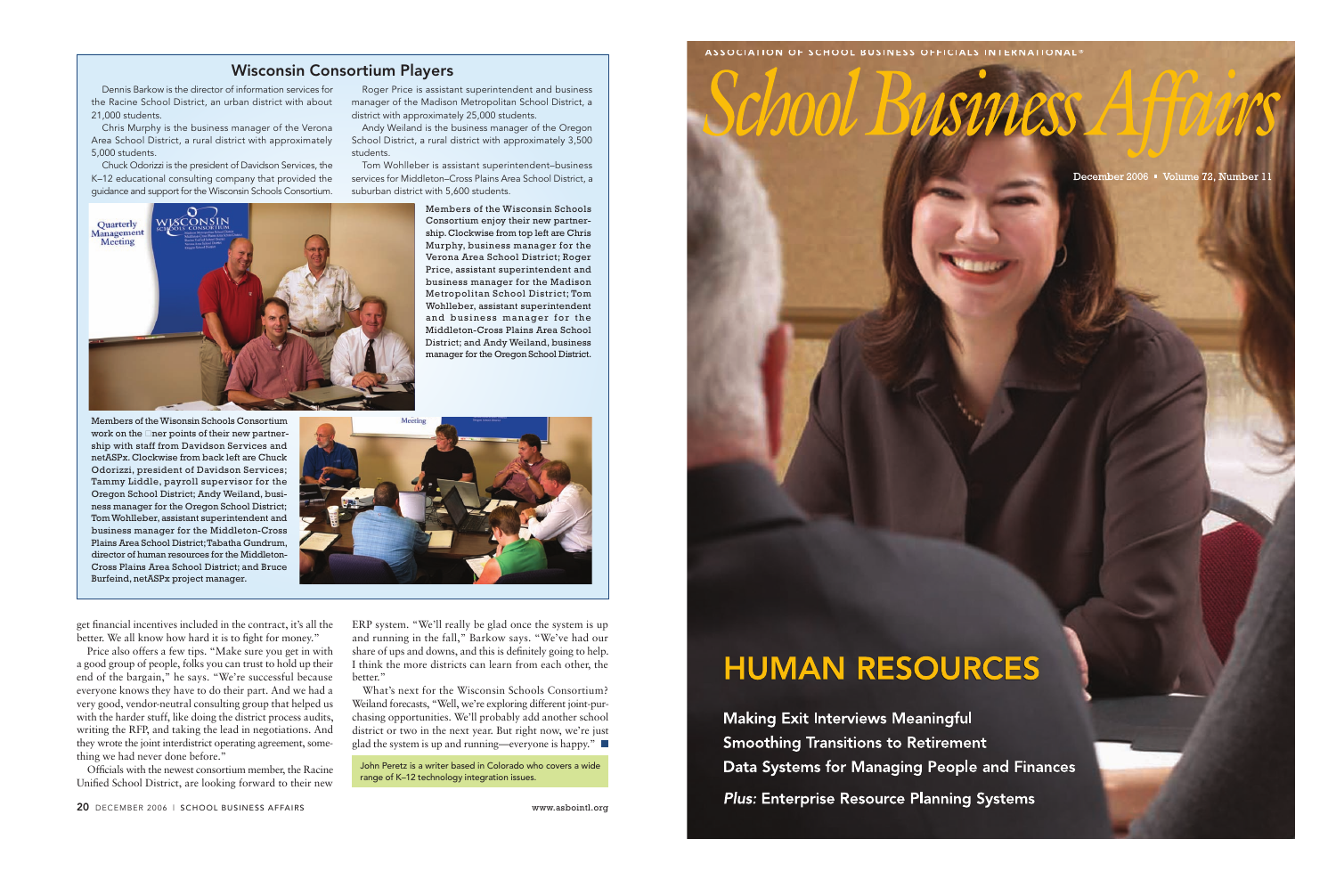## Wisconsin Consortium Players

Dennis Barkow is the director of information services for the Racine School District, an urban district with about 21,000 students.

Chris Murphy is the business manager of the Verona Area School District, a rural district with approximately 5,000 students.

Chuck Odorizzi is the president of Davidson Services, the K–12 educational consulting company that provided the guidance and support for the Wisconsin Schools Consortium.

Roger Price is assistant superintendent and business manager of the Madison Metropolitan School District, a district with approximately 25,000 students.

Andy Weiland is the business manager of the Oregon School District, a rural district with approximately 3,500 students.

Tom Wohlleber is assistant superintendent–business services for Middleton–Cross Plains Area School District, a suburban district with 5,600 students.

Members of the Wisconsin Schools Consortium enjoy their new partnership. Clockwise from top left are Chris Murphy, business manager for the Verona Area School District; Roger Price, assistant superintendent and business manager for the Madison Metropolitan School District; Tom Wohlleber, assistant superintendent and business manager for the Middleton-Cross Plains Area School District; and Andy Weiland, business manager for the Oregon School District.

Members of the Wisonsin Schools Consortium work on the finer points of their new partnership with staff from Davidson Services and netASPx. Clockwise from back left are Chuck Odorizzi, president of Davidson Services; Tammy Liddle, payroll supervisor for the Oregon School District; Andy Weiland, business manager for the Oregon School District; Tom Wohlleber, assistant superintendent and business manager for the Middleton-Cross Plains Area School District; Tabatha Gundrum, director of human resources for the Middleton-Cross Plains Area School District; and Bruce Burfeind, netASPx project manager.

get financial incentives included in the contract, it's all the better. We all know how hard it is to fight for money."

Price also offers a few tips. "Make sure you get in with a good group of people, folks you can trust to hold up their end of the bargain," he says. "We're successful because everyone knows they have to do their part. And we had a very good, vendor-neutral consulting group that helped us with the harder stuff, like doing the district process audits, writing the RFP, and taking the lead in negotiations. And they wrote the joint interdistrict operating agreement, something we had never done before."

Officials with the newest consortium member, the Racine Unified School District, are looking forward to their new ERP system. "We'll really be glad once the system is up and running in the fall," Barkow says. "We've had our share of ups and downs, and this is definitely going to help. I think the more districts can learn from each other, the better."

What's next for the Wisconsin Schools Consortium? Weiland forecasts, "Well, we're exploring different joint-purchasing opportunities. We'll probably add another school district or two in the next year. But right now, we're just glad the system is up and running—everyone is happy." ■

John Peretz is a writer based in Colorado who covers a wide range of K–12 technology integration issues.

ASSOCIATION OF SCHOOL BUSINESS OFFICIALS INTERNATIONAL®

# School Business Affairs

December 2006 • Volume 72, Number 11

## HUMAN RESOURCES

**Making Exit Interviews Meaningful**

**Smoothing Transitions to Retirement**

**Data Systems for Managing People and Finances**

***Plus:* Enterprise Resource Planning Systems**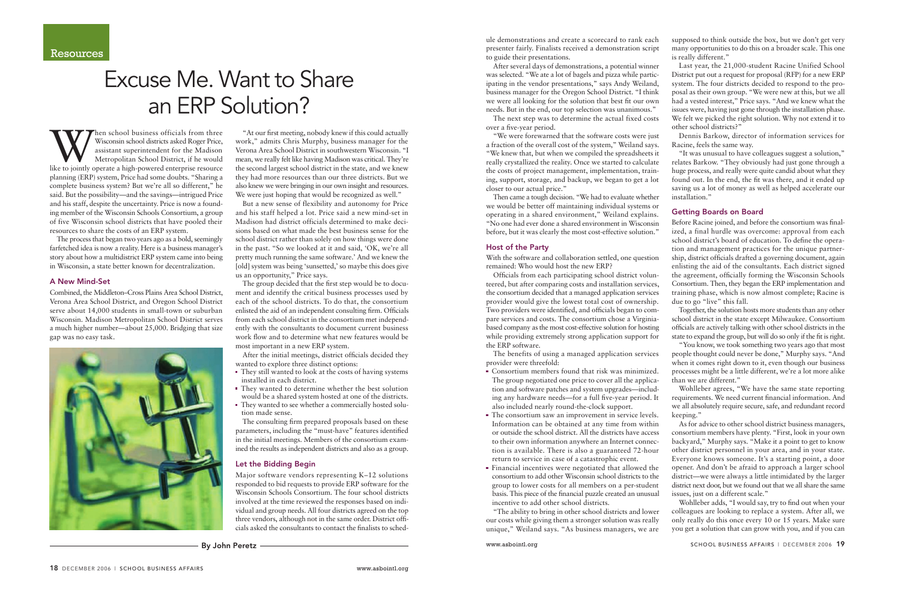# Excuse Me. Want to Share an ERP Solution?

By John Peretz

When school business officials from three Wisconsin school districts asked Roger Price, assistant superintendent for the Madison Metropolitan School District, if he would like to jointly operate a high-powered enterprise resource planning (ERP) system, Price had some doubts. "Sharing a complete business system? But we're all so different," he said. But the possibility—and the savings—intrigued Price and his staff, despite the uncertainty. Price is now a founding member of the Wisconsin Schools Consortium, a group of five Wisconsin school districts that have pooled their resources to share the costs of an ERP system.

The process that began two years ago as a bold, seemingly farfetched idea is now a reality. Here is a business manager's story about how a multidistrict ERP system came into being in Wisconsin, a state better known for decentralization.

## A New Mind-Set

Combined, the Middleton–Cross Plains Area School District, Verona Area School District, and Oregon School District serve about 14,000 students in small-town or suburban Wisconsin. Madison Metropolitan School District serves a much higher number—about 25,000. Bridging that size gap was no easy task.

"At our first meeting, nobody knew if this could actually work," admits Chris Murphy, business manager for the Verona Area School District in southwestern Wisconsin. "I mean, we really felt like having Madison was critical. They're the second largest school district in the state, and we knew they had more resources than our three districts. But we also knew we were bringing in our own insight and resources. We were just hoping that would be recognized as well."

But a new sense of flexibility and autonomy for Price and his staff helped a lot. Price said a new mind-set in Madison had district officials determined to make decisions based on what made the best business sense for the school district rather than solely on how things were done in the past. "So we looked at it and said, 'OK, we're all pretty much running the same software.' And we knew the [old] system was being 'sunsetted,' so maybe this does give us an opportunity," Price says.

The group decided that the first step would be to document and identify the critical business processes used by each of the school districts. To do that, the consortium enlisted the aid of an independent consulting firm. Officials from each school district in the consortium met independently with the consultants to document current business work flow and to determine what new features would be most important in a new ERP system.

After the initial meetings, district officials decided they wanted to explore three distinct options:

- They still wanted to look at the costs of having systems installed in each district.
- They wanted to determine whether the best solution would be a shared system hosted at one of the districts.
- They wanted to see whether a commercially hosted solution made sense.

The consulting firm prepared proposals based on these parameters, including the "must-have" features identified in the initial meetings. Members of the consortium examined the results as independent districts and also as a group.

## Let the Bidding Begin

Major software vendors representing K–12 solutions responded to bid requests to provide ERP software for the Wisconsin Schools Consortium. The four school districts involved at the time reviewed the responses based on individual and group needs. All four districts agreed on the top three vendors, although not in the same order. District officials asked the consultants to contact the finalists to schedule demonstrations and create a scorecard to rank each presenter fairly. Finalists received a demonstration script to guide their presentations.

After several days of demonstrations, a potential winner was selected. "We ate a lot of bagels and pizza while participating in the vendor presentations," says Andy Weiland, business manager for the Oregon School District. "I think we were all looking for the solution that best fit our own needs. But in the end, our top selection was unanimous."

The next step was to determine the actual fixed costs over a five-year period.

"We were forewarned that the software costs were just a fraction of the overall cost of the system," Weiland says. "We knew that, but when we compiled the spreadsheets it really crystallized the reality. Once we started to calculate the costs of project management, implementation, training, support, storage, and backup, we began to get a lot closer to our actual price."

Then came a tough decision. "We had to evaluate whether we would be better off maintaining individual systems or operating in a shared environment," Weiland explains. "No one had ever done a shared environment in Wisconsin before, but it was clearly the most cost-effective solution."

## Host of the Party

With the software and collaboration settled, one question remained: Who would host the new ERP?

Officials from each participating school district volunteered, but after comparing costs and installation services, the consortium decided that a managed application services provider would give the lowest total cost of ownership. Two providers were identified, and officials began to compare services and costs. The consortium chose a Virginia-based company as the most cost-effective solution for hosting while providing extremely strong application support for the ERP software.

The benefits of using a managed application services provider were threefold:

- Consortium members found that risk was minimized. The group negotiated one price to cover all the application and software patches and system upgrades—including any hardware needs—for a full five-year period. It also included nearly round-the-clock support.
- The consortium saw an improvement in service levels. Information can be obtained at any time from within or outside the school district. All the districts have access to their own information anywhere an Internet connection is available. There is also a guaranteed 72-hour return to service in case of a catastrophic event.
- Financial incentives were negotiated that allowed the consortium to add other Wisconsin school districts to the group to lower costs for all members on a per-student basis. This piece of the financial puzzle created an unusual incentive to add other school districts.

"The ability to bring in other school districts and lower our costs while giving them a stronger solution was really unique," Weiland says. "As business managers, we are supposed to think outside the box, but we don't get very many opportunities to do this on a broader scale. This one is really different."

Last year, the 21,000-student Racine Unified School District put out a request for proposal (RFP) for a new ERP system. The four districts decided to respond to the proposal as their own group. "We were new at this, but we all had a vested interest," Price says. "And we knew what the issues were, having just gone through the installation phase. We felt we picked the right solution. Why not extend it to other school districts?"

Dennis Barkow, director of information services for Racine, feels the same way.

"It was unusual to have colleagues suggest a solution," relates Barkow. "They obviously had just gone through a huge process, and really were quite candid about what they found out. In the end, the fit was there, and it ended up saving us a lot of money as well as helped accelerate our installation."

## Getting Boards on Board

Before Racine joined, and before the consortium was finalized, a final hurdle was overcome: approval from each school district's board of education. To define the operation and management practices for the unique partnership, district officials drafted a governing document, again enlisting the aid of the consultants. Each district signed the agreement, officially forming the Wisconsin Schools Consortium. Then, they began the ERP implementation and training phase, which is now almost complete; Racine is due to go "live" this fall.

Together, the solution hosts more students than any other school district in the state except Milwaukee. Consortium officials are actively talking with other school districts in the state to expand the group, but will do so only if the fit is right.

"You know, we took something two years ago that most people thought could never be done," Murphy says. "And when it comes right down to it, even though our business processes might be a little different, we're a lot more alike than we are different."

Wohlleber agrees, "We have the same state reporting requirements. We need current financial information. And we all absolutely require secure, safe, and redundant record keeping."

As for advice to other school district business managers, consortium members have plenty. "First, look in your own backyard," Murphy says. "Make it a point to get to know other district personnel in your area, and in your state. Everyone knows someone. It's a starting point, a door opener. And don't be afraid to approach a larger school district—we were always a little intimidated by the larger district next door, but we found out that we all share the same issues, just on a different scale."

Wohlleber adds, "I would say, try to find out when your colleagues are looking to replace a system. After all, we only really do this once every 10 or 15 years. Make sure you get a solution that can grow with you, and if you can